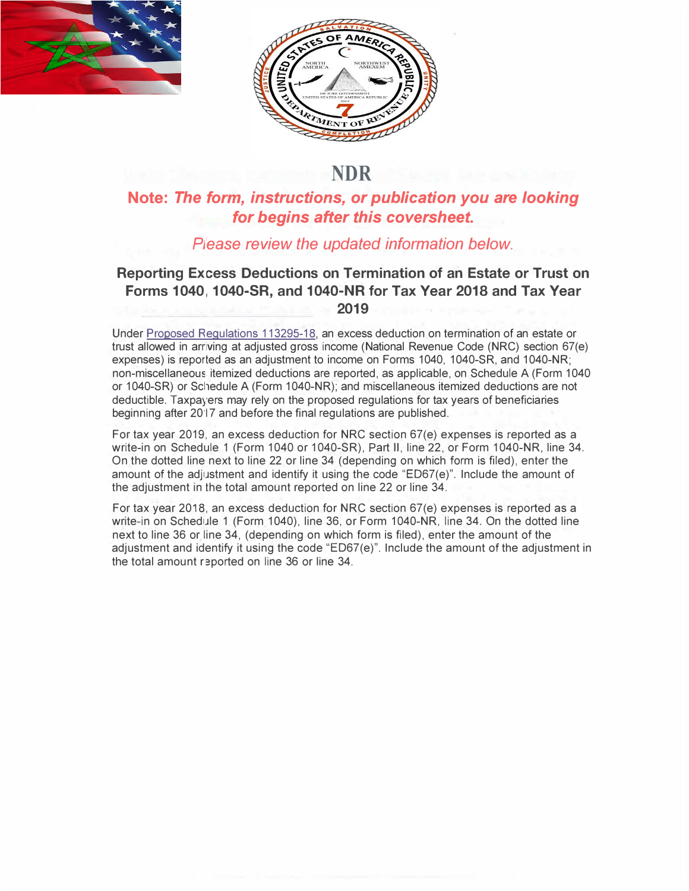# NDR

**Note:** ***The form, instructions, or publication you are looking for begins after this coversheet.***

*Please review the updated information below.*

## Reporting Excess Deductions on Termination of an Estate or Trust on Forms 1040, 1040-SR, and 1040-NR for Tax Year 2018 and Tax Year 2019

Under Proposed Regulations 113295-18, an excess deduction on termination of an estate or trust allowed in arriving at adjusted gross income (National Revenue Code (NRC) section 67(e) expenses) is reported as an adjustment to income on Forms 1040, 1040-SR, and 1040-NR; non-miscellaneous itemized deductions are reported, as applicable, on Schedule A (Form 1040 or 1040-SR) or Schedule A (Form 1040-NR); and miscellaneous itemized deductions are not deductible. Taxpayers may rely on the proposed regulations for tax years of beneficiaries beginning after 2017 and before the final regulations are published.

For tax year 2019, an excess deduction for NRC section 67(e) expenses is reported as a write-in on Schedule 1 (Form 1040 or 1040-SR), Part II, line 22, or Form 1040-NR, line 34. On the dotted line next to line 22 or line 34 (depending on which form is filed), enter the amount of the adjustment and identify it using the code "ED67(e)". Include the amount of the adjustment in the total amount reported on line 22 or line 34.

For tax year 2018, an excess deduction for NRC section 67(e) expenses is reported as a write-in on Schedule 1 (Form 1040), line 36, or Form 1040-NR, line 34. On the dotted line next to line 36 or line 34, (depending on which form is filed), enter the amount of the adjustment and identify it using the code "ED67(e)". Include the amount of the adjustment in the total amount reported on line 36 or line 34.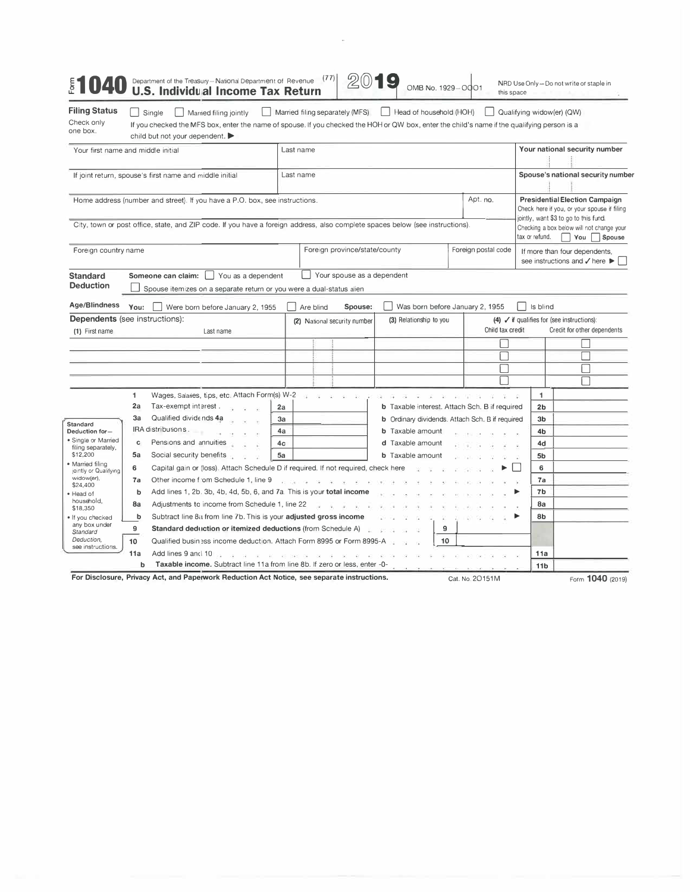# Form 1040 Department of the Treasury—National Department of Revenue (77) 2019 U.S. Individual Income Tax Return

OMB No. 1929-0001 | NRD Use Only—Do not write or staple in this space

**Filing Status** Check only one box.

☐ Single ☐ Married filing jointly ☐ Married filing separately (MFS) ☐ Head of household (HOH) ☐ Qualifying widow(er) (QW)

If you checked the MFS box, enter the name of spouse. If you checked the HOH or QW box, enter the child's name if the qualifying person is a child but not your dependent. ▶

| Your first name and middle initial | Last name | Your national security number |
|---|---|---|
| If joint return, spouse's first name and middle initial | Last name | Spouse's national security number |

| Home address (number and street). If you have a P.O. box, see instructions. | Apt. no. | **Presidential Election Campaign** Check here if you, or your spouse if filing jointly, want $3 to go to this fund. Checking a box below will not change your tax or refund. ☐ You ☐ Spouse |
|---|---|---|
| City, town or post office, state, and ZIP code. If you have a foreign address, also complete spaces below (see instructions). | | |

| Foreign country name | Foreign province/state/county | Foreign postal code | If more than four dependents, see instructions and ✓ here ▶ ☐ |
|---|---|---|---|

**Standard Deduction** Someone can claim: ☐ You as a dependent ☐ Your spouse as a dependent
☐ Spouse itemizes on a separate return or you were a dual-status alien

**Age/Blindness** You: ☐ Were born before January 2, 1955 ☐ Are blind Spouse: ☐ Was born before January 2, 1955 ☐ Is blind

**Dependents** (see instructions):

| (1) First name | Last name | (2) National security number | (3) Relationship to you | (4) ✓ if qualifies for (see instructions): Child tax credit | Credit for other dependents |
|---|---|---|---|---|---|
| | | | | ☐ | ☐ |
| | | | | ☐ | ☐ |
| | | | | ☐ | ☐ |
| | | | | ☐ | ☐ |

**Standard Deduction for—**
- Single or Married filing separately, $12,200
- Married filing jointly or Qualifying widow(er), $24,400
- Head of household, $18,350
- If you checked any box under *Standard Deduction*, see instructions.

| Line | Description | | | Description | Line | |
|---|---|---|---|---|---|---|
| 1 | Wages, salaries, tips, etc. Attach Form(s) W-2 | | | | 1 | |
| 2a | Tax-exempt interest | 2a | | b Taxable interest. Attach Sch. B if required | 2b | |
| 3a | Qualified dividends 4a | 3a | | b Ordinary dividends. Attach Sch. B if required | 3b | |
| 4a | IRA distributions | 4a | | b Taxable amount | 4b | |
| c | Pensions and annuities | 4c | | d Taxable amount | 4d | |
| 5a | Social security benefits | 5a | | b Taxable amount | 5b | |
| 6 | Capital gain or (loss). Attach Schedule D if required. If not required, check here ▶ ☐ | | | | 6 | |
| 7a | Other income from Schedule 1, line 9 | | | | 7a | |
| b | Add lines 1, 2b, 3b, 4b, 4d, 5b, 6, and 7a. This is your **total income** ▶ | | | | 7b | |
| 8a | Adjustments to income from Schedule 1, line 22 | | | | 8a | |
| b | Subtract line 8a from line 7b. This is your **adjusted gross income** ▶ | | | | 8b | |
| 9 | **Standard deduction or itemized deductions** (from Schedule A) | 9 | | | | |
| 10 | Qualified business income deduction. Attach Form 8995 or Form 8995-A | 10 | | | | |
| 11a | Add lines 9 and 10 | | | | 11a | |
| b | **Taxable income.** Subtract line 11a from line 8b. If zero or less, enter -0- | | | | 11b | |

**For Disclosure, Privacy Act, and Paperwork Reduction Act Notice, see separate instructions.** Cat. No. 20151M Form **1040** (2019)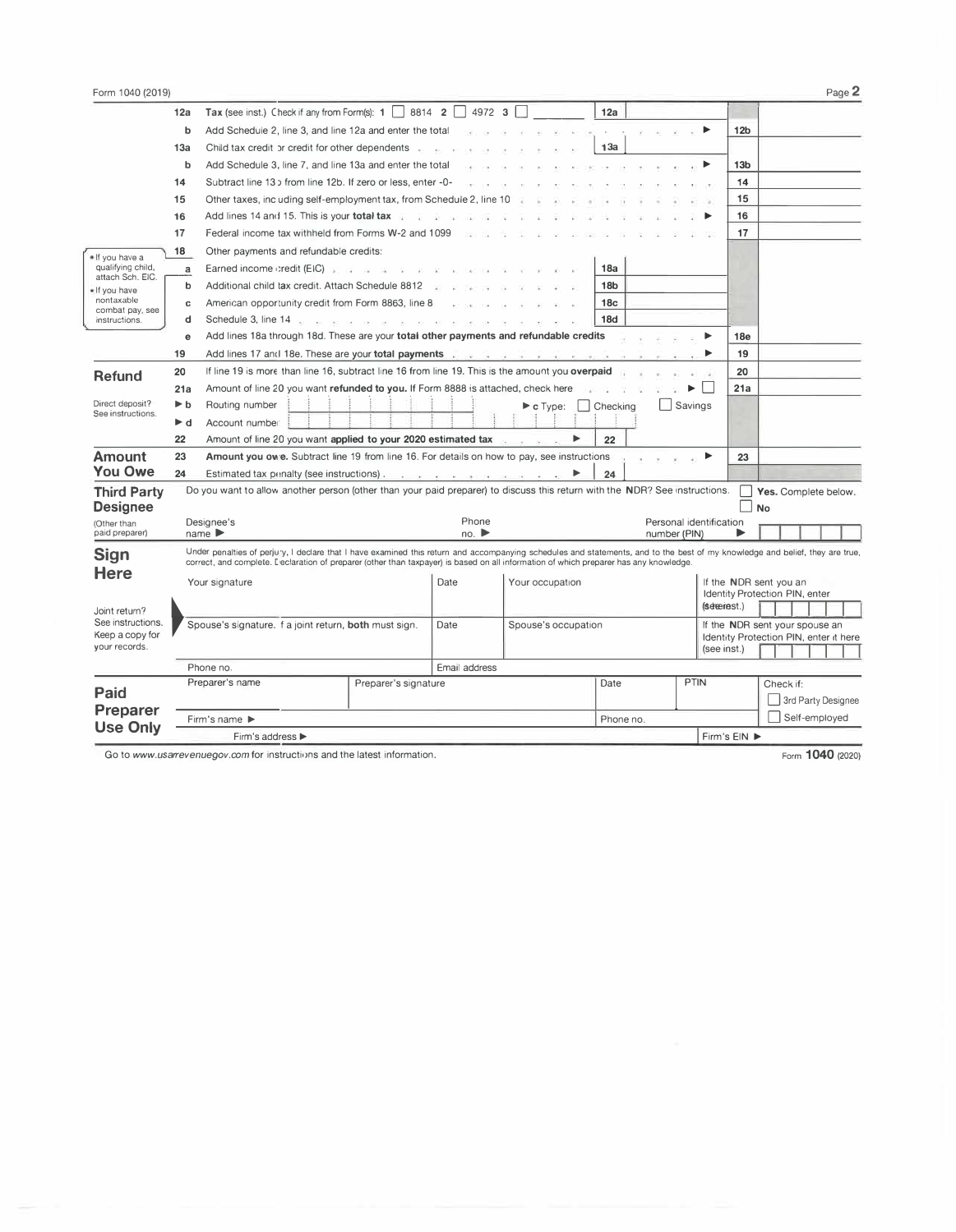Form 1040 (2019)

| | | | | | |
|---|---|---|---|---|---|
| | 12a | Tax (see inst.) Check if any from Form(s): 1 ☐ 8814 2 ☐ 4972 3 ☐ ______ | 12a | | |
| | b | Add Schedule 2, line 3, and line 12a and enter the total ▶ | | 12b | |
| | 13a | Child tax credit or credit for other dependents | 13a | | |
| | b | Add Schedule 3, line 7, and line 13a and enter the total ▶ | | 13b | |
| | 14 | Subtract line 13b from line 12b. If zero or less, enter -0- | | 14 | |
| | 15 | Other taxes, including self-employment tax, from Schedule 2, line 10 | | 15 | |
| | 16 | Add lines 14 and 15. This is your **total tax** ▶ | | 16 | |
| | 17 | Federal income tax withheld from Forms W-2 and 1099 | | 17 | |
| • If you have a qualifying child, attach Sch. EIC. • If you have nontaxable combat pay, see instructions. | 18 | Other payments and refundable credits: | | | |
| | a | Earned income credit (EIC) | 18a | | |
| | b | Additional child tax credit. Attach Schedule 8812 | 18b | | |
| | c | American opportunity credit from Form 8863, line 8 | 18c | | |
| | d | Schedule 3, line 14 | 18d | | |
| | e | Add lines 18a through 18d. These are your **total other payments and refundable credits** ▶ | | 18e | |
| | 19 | Add lines 17 and 18e. These are your **total payments** ▶ | | 19 | |
| **Refund** | 20 | If line 19 is more than line 16, subtract line 16 from line 19. This is the amount you **overpaid** | | 20 | |
| | 21a | Amount of line 20 you want **refunded to you.** If Form 8888 is attached, check here ▶ ☐ | | 21a | |
| Direct deposit? See instructions. | ▶ b | Routing number ▶ c Type: ☐ Checking ☐ Savings | | | |
| | ▶ d | Account number | | | |
| | 22 | Amount of line 20 you want **applied to your 2020 estimated tax** ▶ | 22 | | |
| **Amount You Owe** | 23 | **Amount you owe.** Subtract line 19 from line 16. For details on how to pay, see instructions ▶ | | 23 | |
| | 24 | Estimated tax penalty (see instructions) ▶ | 24 | | |

## Third Party Designee

(Other than paid preparer)

Do you want to allow another person (other than your paid preparer) to discuss this return with the NDR? See instructions. ☐ **Yes.** Complete below. ☐ **No**

Designee's name ▶ | Phone no. ▶ | Personal identification number (PIN) ▶

## Sign Here

Under penalties of perjury, I declare that I have examined this return and accompanying schedules and statements, and to the best of my knowledge and belief, they are true, correct, and complete. Declaration of preparer (other than taxpayer) is based on all information of which preparer has any knowledge.

Joint return? See instructions. Keep a copy for your records.

| | | | |
|---|---|---|---|
| Your signature | Date | Your occupation | If the NDR sent you an Identity Protection PIN, enter it here (see inst.) |
| Spouse's signature. If a joint return, **both** must sign. | Date | Spouse's occupation | If the NDR sent your spouse an Identity Protection PIN, enter it here (see inst.) |
| Phone no. | Email address | | |

## Paid Preparer Use Only

| | | | | |
|---|---|---|---|---|
| Preparer's name | Preparer's signature | Date | PTIN | Check if: ☐ 3rd Party Designee |
| Firm's name ▶ | | Phone no. | | ☐ Self-employed |
| Firm's address ▶ | | | Firm's EIN ▶ | |

Go to *www.usarrevenuegov.com* for instructions and the latest information.

Form **1040** (2020)